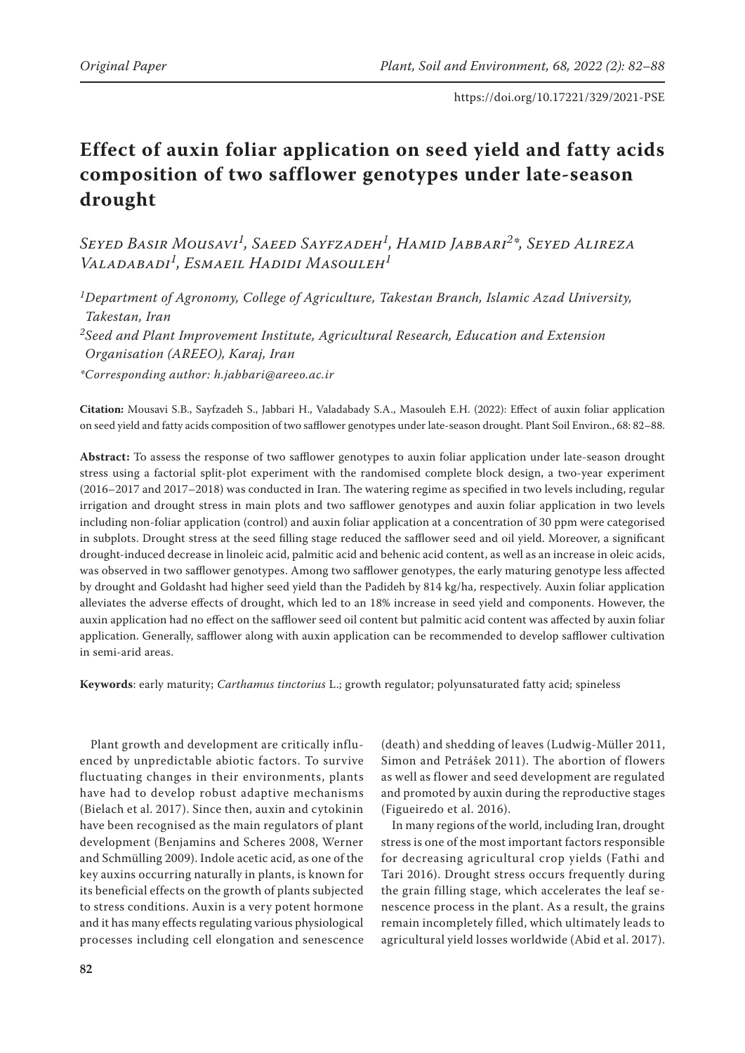Original Paper

https://doi.org/10.17221/329/2021-PSE

# Effect of auxin foliar application on seed yield and fatty acids composition of two safflower genotypes under late-season drought

*Seyed Basir Mousavi[1], Saeed Sayfzadeh[1], Hamid Jabbari[2]\*, Seyed Alireza Valadabadi[1], Esmaeil Hadidi Masouleh[1]*

[1]*Department of Agronomy, College of Agriculture, Takestan Branch, Islamic Azad University, Takestan, Iran*

[2]*Seed and Plant Improvement Institute, Agricultural Research, Education and Extension Organisation (AREEO), Karaj, Iran*

\**Corresponding author: h.jabbari@areeo.ac.ir*

**Citation:** Mousavi S.B., Sayfzadeh S., Jabbari H., Valadabady S.A., Masouleh E.H. (2022): Effect of auxin foliar application on seed yield and fatty acids composition of two safflower genotypes under late-season drought. Plant Soil Environ., 68: 82–88.

**Abstract:** To assess the response of two safflower genotypes to auxin foliar application under late-season drought stress using a factorial split-plot experiment with the randomised complete block design, a two-year experiment (2016–2017 and 2017–2018) was conducted in Iran. The watering regime as specified in two levels including, regular irrigation and drought stress in main plots and two safflower genotypes and auxin foliar application in two levels including non-foliar application (control) and auxin foliar application at a concentration of 30 ppm were categorised in subplots. Drought stress at the seed filling stage reduced the safflower seed and oil yield. Moreover, a significant drought-induced decrease in linoleic acid, palmitic acid and behenic acid content, as well as an increase in oleic acids, was observed in two safflower genotypes. Among two safflower genotypes, the early maturing genotype less affected by drought and Goldasht had higher seed yield than the Padideh by 814 kg/ha, respectively. Auxin foliar application alleviates the adverse effects of drought, which led to an 18% increase in seed yield and components. However, the auxin application had no effect on the safflower seed oil content but palmitic acid content was affected by auxin foliar application. Generally, safflower along with auxin application can be recommended to develop safflower cultivation in semi-arid areas.

**Keywords**: early maturity; *Carthamus tinctorius* L.; growth regulator; polyunsaturated fatty acid; spineless

Plant growth and development are critically influenced by unpredictable abiotic factors. To survive fluctuating changes in their environments, plants have had to develop robust adaptive mechanisms (Bielach et al. 2017). Since then, auxin and cytokinin have been recognised as the main regulators of plant development (Benjamins and Scheres 2008, Werner and Schmülling 2009). Indole acetic acid, as one of the key auxins occurring naturally in plants, is known for its beneficial effects on the growth of plants subjected to stress conditions. Auxin is a very potent hormone and it has many effects regulating various physiological processes including cell elongation and senescence (death) and shedding of leaves (Ludwig-Müller 2011, Simon and Petrášek 2011). The abortion of flowers as well as flower and seed development are regulated and promoted by auxin during the reproductive stages (Figueiredo et al. 2016).

In many regions of the world, including Iran, drought stress is one of the most important factors responsible for decreasing agricultural crop yields (Fathi and Tari 2016). Drought stress occurs frequently during the grain filling stage, which accelerates the leaf senescence process in the plant. As a result, the grains remain incompletely filled, which ultimately leads to agricultural yield losses worldwide (Abid et al. 2017).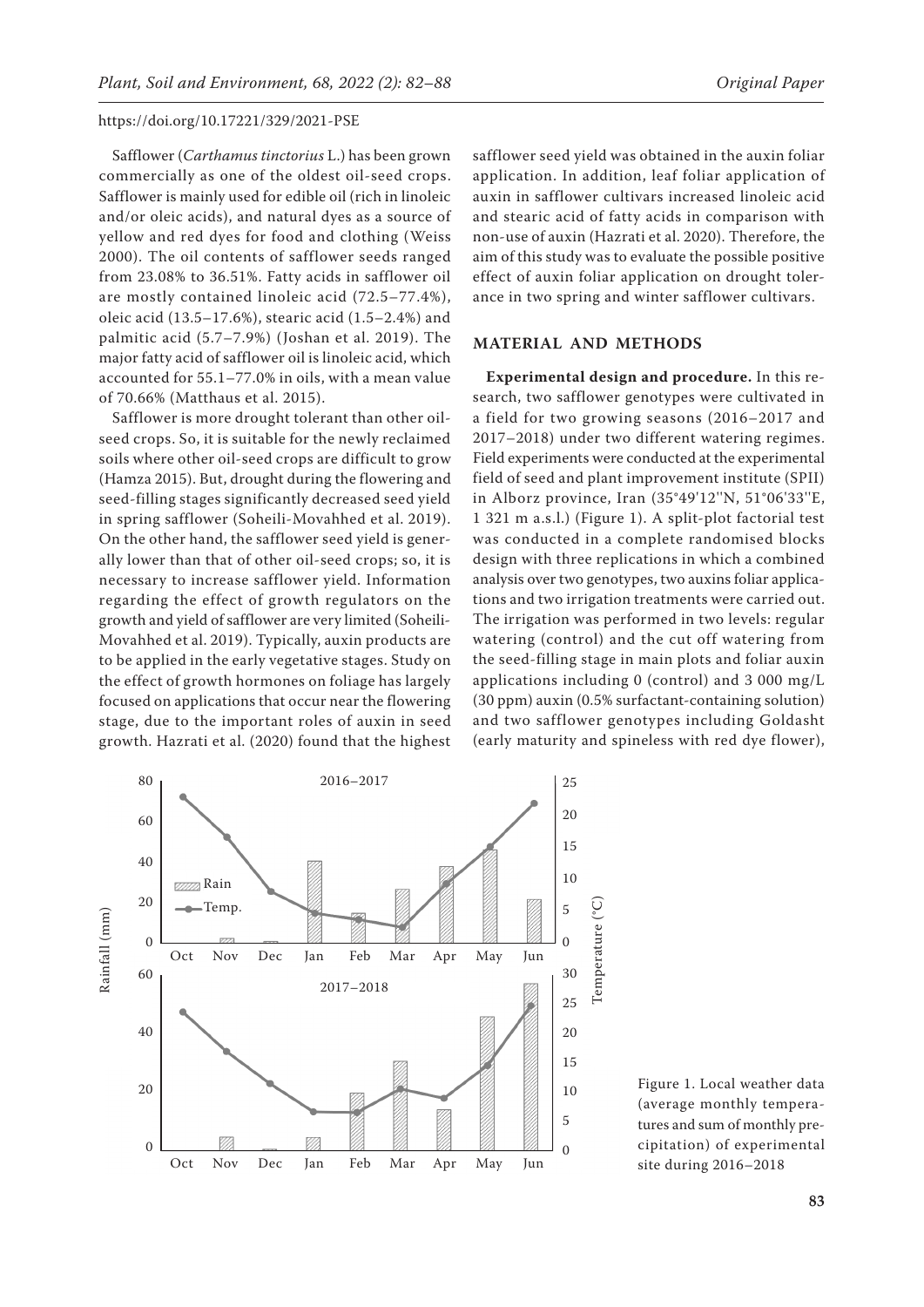Safflower (*Carthamus tinctorius* L.) has been grown commercially as one of the oldest oil-seed crops. Safflower is mainly used for edible oil (rich in linoleic and/or oleic acids), and natural dyes as a source of yellow and red dyes for food and clothing (Weiss 2000). The oil contents of safflower seeds ranged from 23.08% to 36.51%. Fatty acids in safflower oil are mostly contained linoleic acid (72.5–77.4%), oleic acid (13.5–17.6%), stearic acid (1.5–2.4%) and palmitic acid (5.7–7.9%) (Joshan et al. 2019). The major fatty acid of safflower oil is linoleic acid, which accounted for 55.1–77.0% in oils, with a mean value of 70.66% (Matthaus et al. 2015).

Safflower is more drought tolerant than other oil-seed crops. So, it is suitable for the newly reclaimed soils where other oil-seed crops are difficult to grow (Hamza 2015). But, drought during the flowering and seed-filling stages significantly decreased seed yield in spring safflower (Soheili-Movahhed et al. 2019). On the other hand, the safflower seed yield is generally lower than that of other oil-seed crops; so, it is necessary to increase safflower yield. Information regarding the effect of growth regulators on the growth and yield of safflower are very limited (Soheili-Movahhed et al. 2019). Typically, auxin products are to be applied in the early vegetative stages. Study on the effect of growth hormones on foliage has largely focused on applications that occur near the flowering stage, due to the important roles of auxin in seed growth. Hazrati et al. (2020) found that the highest safflower seed yield was obtained in the auxin foliar application. In addition, leaf foliar application of auxin in safflower cultivars increased linoleic acid and stearic acid of fatty acids in comparison with non-use of auxin (Hazrati et al. 2020). Therefore, the aim of this study was to evaluate the possible positive effect of auxin foliar application on drought tolerance in two spring and winter safflower cultivars.

## MATERIAL AND METHODS

**Experimental design and procedure.** In this research, two safflower genotypes were cultivated in a field for two growing seasons (2016–2017 and 2017–2018) under two different watering regimes. Field experiments were conducted at the experimental field of seed and plant improvement institute (SPII) in Alborz province, Iran (35°49'12''N, 51°06'33''E, 1 321 m a.s.l.) (Figure 1). A split-plot factorial test was conducted in a complete randomised blocks design with three replications in which a combined analysis over two genotypes, two auxins foliar applications and two irrigation treatments were carried out. The irrigation was performed in two levels: regular watering (control) and the cut off watering from the seed-filling stage in main plots and foliar auxin applications including 0 (control) and 3 000 mg/L (30 ppm) auxin (0.5% surfactant-containing solution) and two safflower genotypes including Goldasht (early maturity and spineless with red dye flower),

Figure 1. Local weather data (average monthly temperatures and sum of monthly precipitation) of experimental site during 2016–2018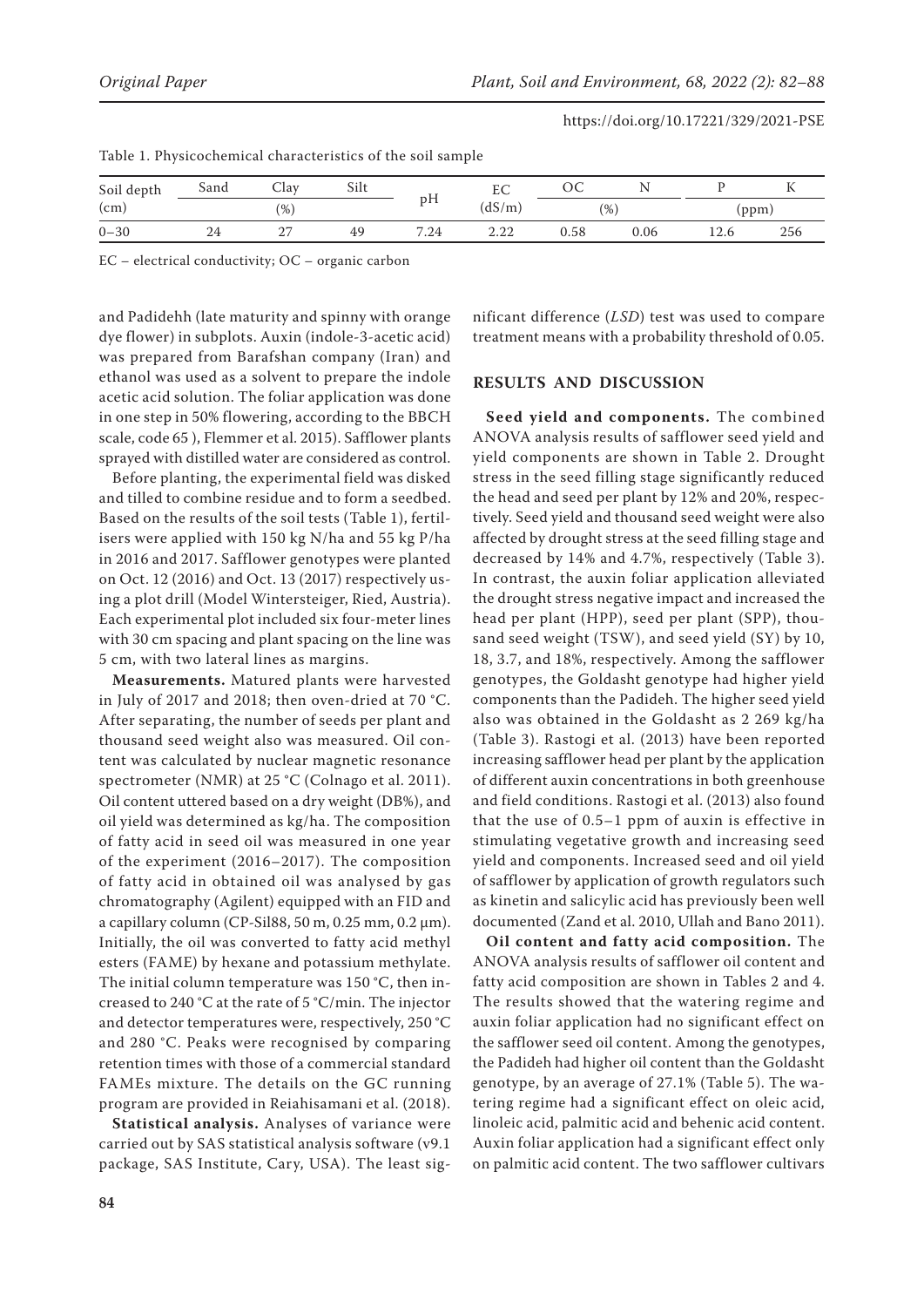Table 1. Physicochemical characteristics of the soil sample

| Soil depth (cm) | Sand | Clay | Silt | pH | EC (dS/m) | OC | N | P | K |
|---|---|---|---|---|---|---|---|---|---|
| | (%) | | | | | (%) | | (ppm) | |
| 0–30 | 24 | 27 | 49 | 7.24 | 2.22 | 0.58 | 0.06 | 12.6 | 256 |

EC – electrical conductivity; OC – organic carbon

and Padidehh (late maturity and spinny with orange dye flower) in subplots. Auxin (indole-3-acetic acid) was prepared from Barafshan company (Iran) and ethanol was used as a solvent to prepare the indole acetic acid solution. The foliar application was done in one step in 50% flowering, according to the BBCH scale, code 65 ), Flemmer et al. 2015). Safflower plants sprayed with distilled water are considered as control.

Before planting, the experimental field was disked and tilled to combine residue and to form a seedbed. Based on the results of the soil tests (Table 1), fertilisers were applied with 150 kg N/ha and 55 kg P/ha in 2016 and 2017. Safflower genotypes were planted on Oct. 12 (2016) and Oct. 13 (2017) respectively using a plot drill (Model Wintersteiger, Ried, Austria). Each experimental plot included six four-meter lines with 30 cm spacing and plant spacing on the line was 5 cm, with two lateral lines as margins.

**Measurements.** Matured plants were harvested in July of 2017 and 2018; then oven-dried at 70 °C. After separating, the number of seeds per plant and thousand seed weight also was measured. Oil content was calculated by nuclear magnetic resonance spectrometer (NMR) at 25 °C (Colnago et al. 2011). Oil content uttered based on a dry weight (DB%), and oil yield was determined as kg/ha. The composition of fatty acid in seed oil was measured in one year of the experiment (2016–2017). The composition of fatty acid in obtained oil was analysed by gas chromatography (Agilent) equipped with an FID and a capillary column (CP-Sil88, 50 m, 0.25 mm, 0.2 μm). Initially, the oil was converted to fatty acid methyl esters (FAME) by hexane and potassium methylate. The initial column temperature was 150 °C, then increased to 240 °C at the rate of 5 °C/min. The injector and detector temperatures were, respectively, 250 °C and 280 °C. Peaks were recognised by comparing retention times with those of a commercial standard FAMEs mixture. The details on the GC running program are provided in Reiahisamani et al. (2018).

**Statistical analysis.** Analyses of variance were carried out by SAS statistical analysis software (v9.1 package, SAS Institute, Cary, USA). The least significant difference (*LSD*) test was used to compare treatment means with a probability threshold of 0.05.

## RESULTS AND DISCUSSION

**Seed yield and components.** The combined ANOVA analysis results of safflower seed yield and yield components are shown in Table 2. Drought stress in the seed filling stage significantly reduced the head and seed per plant by 12% and 20%, respectively. Seed yield and thousand seed weight were also affected by drought stress at the seed filling stage and decreased by 14% and 4.7%, respectively (Table 3). In contrast, the auxin foliar application alleviated the drought stress negative impact and increased the head per plant (HPP), seed per plant (SPP), thousand seed weight (TSW), and seed yield (SY) by 10, 18, 3.7, and 18%, respectively. Among the safflower genotypes, the Goldasht genotype had higher yield components than the Padideh. The higher seed yield also was obtained in the Goldasht as 2 269 kg/ha (Table 3). Rastogi et al. (2013) have been reported increasing safflower head per plant by the application of different auxin concentrations in both greenhouse and field conditions. Rastogi et al. (2013) also found that the use of 0.5–1 ppm of auxin is effective in stimulating vegetative growth and increasing seed yield and components. Increased seed and oil yield of safflower by application of growth regulators such as kinetin and salicylic acid has previously been well documented (Zand et al. 2010, Ullah and Bano 2011).

**Oil content and fatty acid composition.** The ANOVA analysis results of safflower oil content and fatty acid composition are shown in Tables 2 and 4. The results showed that the watering regime and auxin foliar application had no significant effect on the safflower seed oil content. Among the genotypes, the Padideh had higher oil content than the Goldasht genotype, by an average of 27.1% (Table 5). The watering regime had a significant effect on oleic acid, linoleic acid, palmitic acid and behenic acid content. Auxin foliar application had a significant effect only on palmitic acid content. The two safflower cultivars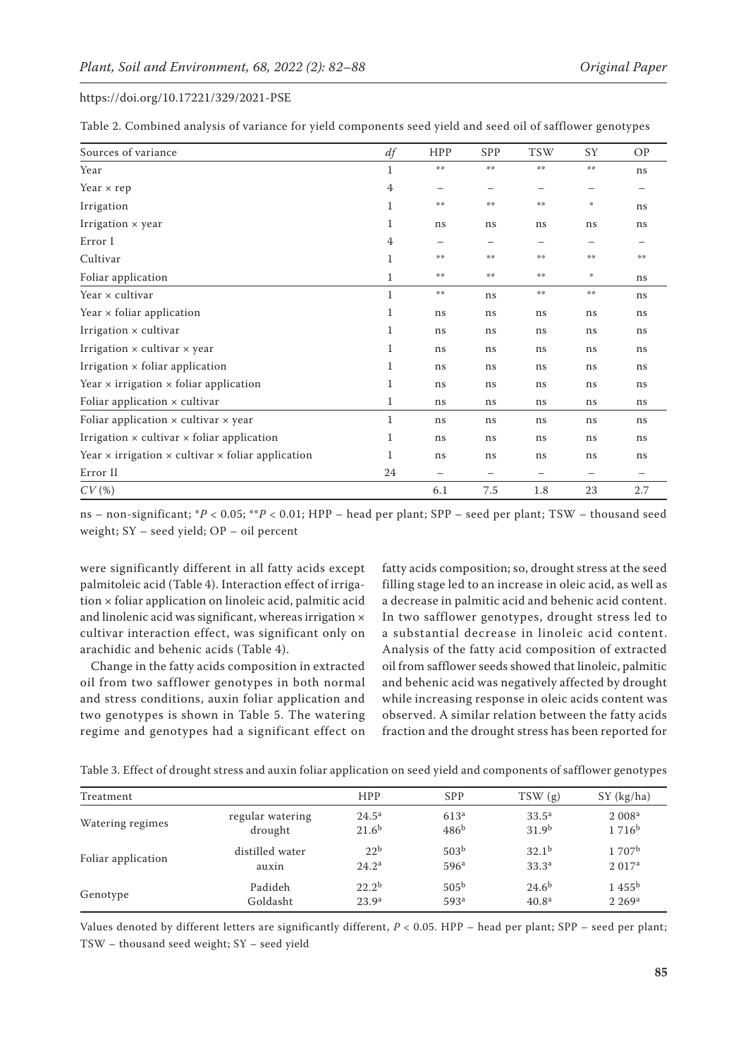https://doi.org/10.17221/329/2021-PSE

Table 2. Combined analysis of variance for yield components seed yield and seed oil of safflower genotypes

| Sources of variance | *df* | HPP | SPP | TSW | SY | OP |
|---|---|---|---|---|---|---|
| Year | 1 | ** | ** | ** | ** | ns |
| Year × rep | 4 | – | – | – | – | – |
| Irrigation | 1 | ** | ** | ** | * | ns |
| Irrigation × year | 1 | ns | ns | ns | ns | ns |
| Error I | 4 | – | – | – | – | – |
| Cultivar | 1 | ** | ** | ** | ** | ** |
| Foliar application | 1 | ** | ** | ** | * | ns |
| Year × cultivar | 1 | ** | ns | ** | ** | ns |
| Year × foliar application | 1 | ns | ns | ns | ns | ns |
| Irrigation × cultivar | 1 | ns | ns | ns | ns | ns |
| Irrigation × cultivar × year | 1 | ns | ns | ns | ns | ns |
| Irrigation × foliar application | 1 | ns | ns | ns | ns | ns |
| Year × irrigation × foliar application | 1 | ns | ns | ns | ns | ns |
| Foliar application × cultivar | 1 | ns | ns | ns | ns | ns |
| Foliar application × cultivar × year | 1 | ns | ns | ns | ns | ns |
| Irrigation × cultivar × foliar application | 1 | ns | ns | ns | ns | ns |
| Year × irrigation × cultivar × foliar application | 1 | ns | ns | ns | ns | ns |
| Error II | 24 | – | – | – | – | – |
| *CV* (%) | | 6.1 | 7.5 | 1.8 | 23 | 2.7 |

ns – non-significant; $^*P < 0.05$; $^{**}P < 0.01$; HPP – head per plant; SPP – seed per plant; TSW – thousand seed weight; SY – seed yield; OP – oil percent

were significantly different in all fatty acids except palmitoleic acid (Table 4). Interaction effect of irrigation × foliar application on linoleic acid, palmitic acid and linolenic acid was significant, whereas irrigation × cultivar interaction effect, was significant only on arachidic and behenic acids (Table 4).

Change in the fatty acids composition in extracted oil from two safflower genotypes in both normal and stress conditions, auxin foliar application and two genotypes is shown in Table 5. The watering regime and genotypes had a significant effect on fatty acids composition; so, drought stress at the seed filling stage led to an increase in oleic acid, as well as a decrease in palmitic acid and behenic acid content. In two safflower genotypes, drought stress led to a substantial decrease in linoleic acid content. Analysis of the fatty acid composition of extracted oil from safflower seeds showed that linoleic, palmitic and behenic acid was negatively affected by drought while increasing response in oleic acids content was observed. A similar relation between the fatty acids fraction and the drought stress has been reported for

Table 3. Effect of drought stress and auxin foliar application on seed yield and components of safflower genotypes

| Treatment | | HPP | SPP | TSW (g) | SY (kg/ha) |
|---|---|---|---|---|---|
| Watering regimes | regular watering | 24.5[a] | 613[a] | 33.5[a] | 2 008[a] |
| | drought | 21.6[b] | 486[b] | 31.9[b] | 1 716[b] |
| Foliar application | distilled water | 22[b] | 503[b] | 32.1[b] | 1 707[b] |
| | auxin | 24.2[a] | 596[a] | 33.3[a] | 2 017[a] |
| Genotype | Padideh | 22.2[b] | 505[b] | 24.6[b] | 1 455[b] |
| | Goldasht | 23.9[a] | 593[a] | 40.8[a] | 2 269[a] |

Values denoted by different letters are significantly different, $P < 0.05$. HPP – head per plant; SPP – seed per plant; TSW – thousand seed weight; SY – seed yield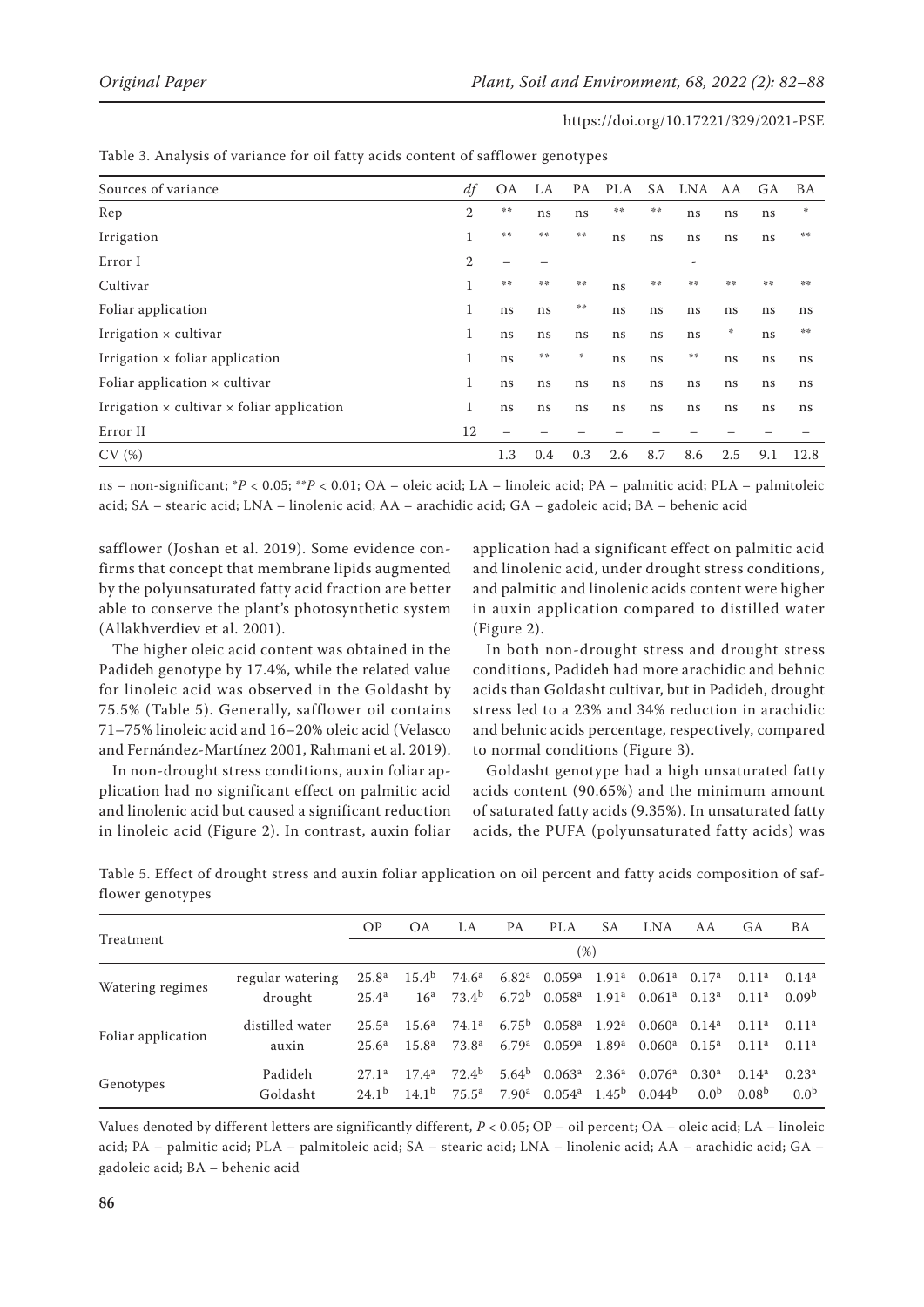Table 3. Analysis of variance for oil fatty acids content of safflower genotypes

| Sources of variance | *df* | OA | LA | PA | PLA | SA | LNA | AA | GA | BA |
|---|---|---|---|---|---|---|---|---|---|---|
| Rep | 2 | ** | ns | ns | ** | ** | ns | ns | ns | * |
| Irrigation | 1 | ** | ** | ** | ns | ns | ns | ns | ns | ** |
| Error I | 2 | – | – | | | | – | | | |
| Cultivar | 1 | ** | ** | ** | ns | ** | ** | ** | ** | ** |
| Foliar application | 1 | ns | ns | ** | ns | ns | ns | ns | ns | ns |
| Irrigation × cultivar | 1 | ns | ns | ns | ns | ns | ns | * | ns | ** |
| Irrigation × foliar application | 1 | ns | ** | * | ns | ns | ** | ns | ns | ns |
| Foliar application × cultivar | 1 | ns | ns | ns | ns | ns | ns | ns | ns | ns |
| Irrigation × cultivar × foliar application | 1 | ns | ns | ns | ns | ns | ns | ns | ns | ns |
| Error II | 12 | – | – | – | – | – | – | – | – | – |
| CV (%) | | 1.3 | 0.4 | 0.3 | 2.6 | 8.7 | 8.6 | 2.5 | 9.1 | 12.8 |

ns – non-significant; $^*P < 0.05$; $^{**}P < 0.01$; OA – oleic acid; LA – linoleic acid; PA – palmitic acid; PLA – palmitoleic acid; SA – stearic acid; LNA – linolenic acid; AA – arachidic acid; GA – gadoleic acid; BA – behenic acid

safflower (Joshan et al. 2019). Some evidence confirms that concept that membrane lipids augmented by the polyunsaturated fatty acid fraction are better able to conserve the plant's photosynthetic system (Allakhverdiev et al. 2001).

The higher oleic acid content was obtained in the Padideh genotype by 17.4%, while the related value for linoleic acid was observed in the Goldasht by 75.5% (Table 5). Generally, safflower oil contains 71–75% linoleic acid and 16–20% oleic acid (Velasco and Fernández-Martínez 2001, Rahmani et al. 2019).

In non-drought stress conditions, auxin foliar application had no significant effect on palmitic acid and linolenic acid but caused a significant reduction in linoleic acid (Figure 2). In contrast, auxin foliar application had a significant effect on palmitic acid and linolenic acid, under drought stress conditions, and palmitic and linolenic acids content were higher in auxin application compared to distilled water (Figure 2).

In both non-drought stress and drought stress conditions, Padideh had more arachidic and behnic acids than Goldasht cultivar, but in Padideh, drought stress led to a 23% and 34% reduction in arachidic and behnic acids percentage, respectively, compared to normal conditions (Figure 3).

Goldasht genotype had a high unsaturated fatty acids content (90.65%) and the minimum amount of saturated fatty acids (9.35%). In unsaturated fatty acids, the PUFA (polyunsaturated fatty acids) was

Table 5. Effect of drought stress and auxin foliar application on oil percent and fatty acids composition of safflower genotypes

| Treatment | | OP | OA | LA | PA | PLA | SA | LNA | AA | GA | BA |
|---|---|---|---|---|---|---|---|---|---|---|---|
| | | (%) | | | | | | | | | |
| Watering regimes | regular watering | 25.8[a] | 15.4[b] | 74.6[a] | 6.82[a] | 0.059[a] | 1.91[a] | 0.061[a] | 0.17[a] | 0.11[a] | 0.14[a] |
| | drought | 25.4[a] | 16[a] | 73.4[b] | 6.72[b] | 0.058[a] | 1.91[a] | 0.061[a] | 0.13[a] | 0.11[a] | 0.09[b] |
| Foliar application | distilled water | 25.5[a] | 15.6[a] | 74.1[a] | 6.75[b] | 0.058[a] | 1.92[a] | 0.060[a] | 0.14[a] | 0.11[a] | 0.11[a] |
| | auxin | 25.6[a] | 15.8[a] | 73.8[a] | 6.79[a] | 0.059[a] | 1.89[a] | 0.060[a] | 0.15[a] | 0.11[a] | 0.11[a] |
| Genotypes | Padideh | 27.1[a] | 17.4[a] | 72.4[b] | 5.64[b] | 0.063[a] | 2.36[a] | 0.076[a] | 0.30[a] | 0.14[a] | 0.23[a] |
| | Goldasht | 24.1[b] | 14.1[b] | 75.5[a] | 7.90[a] | 0.054[a] | 1.45[b] | 0.044[b] | 0.0[b] | 0.08[b] | 0.0[b] |

Values denoted by different letters are significantly different, $P < 0.05$; OP – oil percent; OA – oleic acid; LA – linoleic acid; PA – palmitic acid; PLA – palmitoleic acid; SA – stearic acid; LNA – linolenic acid; AA – arachidic acid; GA – gadoleic acid; BA – behenic acid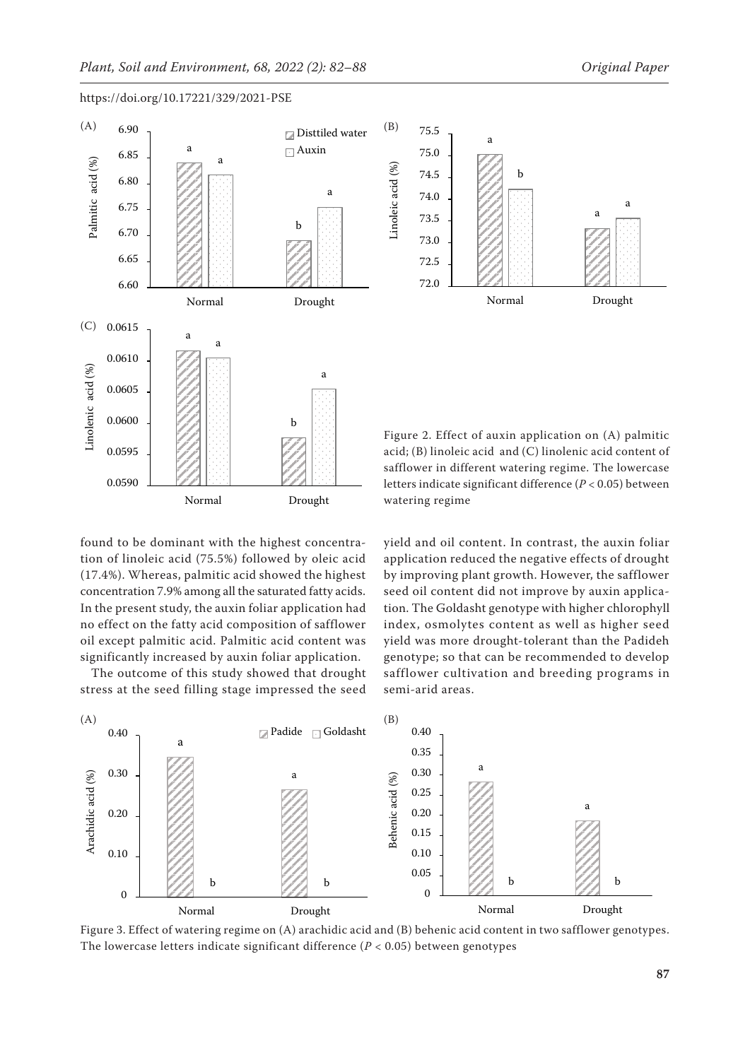Figure 2. Effect of auxin application on (A) palmitic acid; (B) linoleic acid and (C) linolenic acid content of safflower in different watering regime. The lowercase letters indicate significant difference ($P < 0.05$) between watering regime

found to be dominant with the highest concentration of linoleic acid (75.5%) followed by oleic acid (17.4%). Whereas, palmitic acid showed the highest concentration 7.9% among all the saturated fatty acids. In the present study, the auxin foliar application had no effect on the fatty acid composition of safflower oil except palmitic acid. Palmitic acid content was significantly increased by auxin foliar application.

The outcome of this study showed that drought stress at the seed filling stage impressed the seed yield and oil content. In contrast, the auxin foliar application reduced the negative effects of drought by improving plant growth. However, the safflower seed oil content did not improve by auxin application. The Goldasht genotype with higher chlorophyll index, osmolytes content as well as higher seed yield was more drought-tolerant than the Padideh genotype; so that can be recommended to develop safflower cultivation and breeding programs in semi-arid areas.

Figure 3. Effect of watering regime on (A) arachidic acid and (B) behenic acid content in two safflower genotypes. The lowercase letters indicate significant difference ($P < 0.05$) between genotypes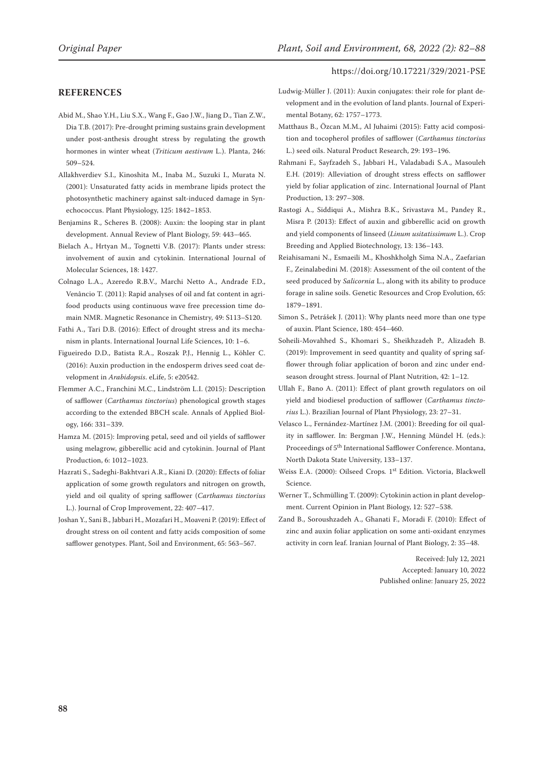## REFERENCES

Abid M., Shao Y.H., Liu S.X., Wang F., Gao J.W., Jiang D., Tian Z.W., Dia T.B. (2017): Pre-drought priming sustains grain development under post-anthesis drought stress by regulating the growth hormones in winter wheat (*Triticum aestivum* L.). Planta, 246: 509–524.

Allakhverdiev S.I., Kinoshita M., Inaba M., Suzuki I., Murata N. (2001): Unsaturated fatty acids in membrane lipids protect the photosynthetic machinery against salt-induced damage in Synechococcus. Plant Physiology, 125: 1842–1853.

Benjamins R., Scheres B. (2008): Auxin: the looping star in plant development. Annual Review of Plant Biology, 59: 443–465.

Bielach A., Hrtyan M., Tognetti V.B. (2017): Plants under stress: involvement of auxin and cytokinin. International Journal of Molecular Sciences, 18: 1427.

Colnago L.A., Azeredo R.B.V., Marchi Netto A., Andrade F.D., Venâncio T. (2011): Rapid analyses of oil and fat content in agri-food products using continuous wave free precession time domain NMR. Magnetic Resonance in Chemistry, 49: S113–S120.

Fathi A., Tari D.B. (2016): Effect of drought stress and its mechanism in plants. International Journal Life Sciences, 10: 1–6.

Figueiredo D.D., Batista R.A., Roszak P.J., Hennig L., Köhler C. (2016): Auxin production in the endosperm drives seed coat development in *Arabidopsis*. eLife, 5: e20542.

Flemmer A.C., Franchini M.C., Lindström L.I. (2015): Description of safflower (*Carthamus tinctorius*) phenological growth stages according to the extended BBCH scale. Annals of Applied Biology, 166: 331–339.

Hamza M. (2015): Improving petal, seed and oil yields of safflower using melagrow, gibberellic acid and cytokinin. Journal of Plant Production, 6: 1012–1023.

Hazrati S., Sadeghi-Bakhtvari A.R., Kiani D. (2020): Effects of foliar application of some growth regulators and nitrogen on growth, yield and oil quality of spring safflower (*Carthamus tinctorius* L.). Journal of Crop Improvement, 22: 407–417.

Joshan Y., Sani B., Jabbari H., Mozafari H., Moaveni P. (2019): Effect of drought stress on oil content and fatty acids composition of some safflower genotypes. Plant, Soil and Environment, 65: 563–567.

Ludwig-Müller J. (2011): Auxin conjugates: their role for plant development and in the evolution of land plants. Journal of Experimental Botany, 62: 1757–1773.

Matthaus B., Özcan M.M., Al Juhaimi (2015): Fatty acid composition and tocopherol profiles of safflower (*Carthamus tinctorius* L.) seed oils. Natural Product Research, 29: 193–196.

Rahmani F., Sayfzadeh S., Jabbari H., Valadabadi S.A., Masouleh E.H. (2019): Alleviation of drought stress effects on safflower yield by foliar application of zinc. International Journal of Plant Production, 13: 297–308.

Rastogi A., Siddiqui A., Mishra B.K., Srivastava M., Pandey R., Misra P. (2013): Effect of auxin and gibberellic acid on growth and yield components of linseed (*Linum usitatissimum* L.). Crop Breeding and Applied Biotechnology, 13: 136–143.

Reiahisamani N., Esmaeili M., Khoshkholgh Sima N.A., Zaefarian F., Zeinalabedini M. (2018): Assessment of the oil content of the seed produced by *Salicornia* L., along with its ability to produce forage in saline soils. Genetic Resources and Crop Evolution, 65: 1879–1891.

Simon S., Petrášek J. (2011): Why plants need more than one type of auxin. Plant Science, 180: 454–460.

Soheili-Movahhed S., Khomari S., Sheikhzadeh P., Alizadeh B. (2019): Improvement in seed quantity and quality of spring safflower through foliar application of boron and zinc under end-season drought stress. Journal of Plant Nutrition, 42: 1–12.

Ullah F., Bano A. (2011): Effect of plant growth regulators on oil yield and biodiesel production of safflower (*Carthamus tinctorius* L.). Brazilian Journal of Plant Physiology, 23: 27–31.

Velasco L., Fernández-Martínez J.M. (2001): Breeding for oil quality in safflower. In: Bergman J.W., Henning Mündel H. (eds.): Proceedings of 5th International Safflower Conference. Montana, North Dakota State University, 133–137.

Weiss E.A. (2000): Oilseed Crops. 1st Edition. Victoria, Blackwell Science.

Werner T., Schmülling T. (2009): Cytokinin action in plant development. Current Opinion in Plant Biology, 12: 527–538.

Zand B., Soroushzadeh A., Ghanati F., Moradi F. (2010): Effect of zinc and auxin foliar application on some anti-oxidant enzymes activity in corn leaf. Iranian Journal of Plant Biology, 2: 35–48.

Received: July 12, 2021
Accepted: January 10, 2022
Published online: January 25, 2022